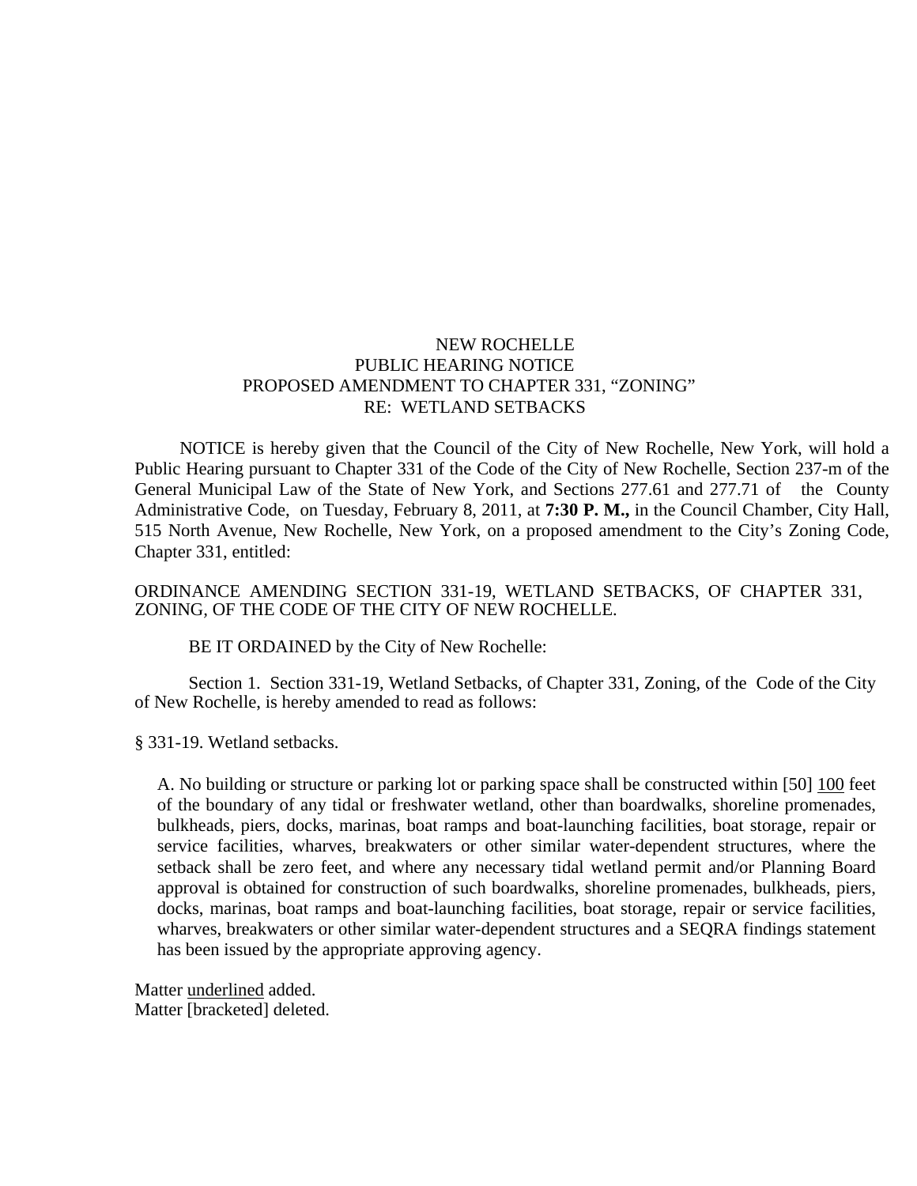# NEW ROCHELLE
## PUBLIC HEARING NOTICE
## PROPOSED AMENDMENT TO CHAPTER 331, "ZONING"
## RE: WETLAND SETBACKS

NOTICE is hereby given that the Council of the City of New Rochelle, New York, will hold a Public Hearing pursuant to Chapter 331 of the Code of the City of New Rochelle, Section 237-m of the General Municipal Law of the State of New York, and Sections 277.61 and 277.71 of the County Administrative Code, on Tuesday, February 8, 2011, at **7:30 P. M.,** in the Council Chamber, City Hall, 515 North Avenue, New Rochelle, New York, on a proposed amendment to the City's Zoning Code, Chapter 331, entitled:

ORDINANCE AMENDING SECTION 331-19, WETLAND SETBACKS, OF CHAPTER 331, ZONING, OF THE CODE OF THE CITY OF NEW ROCHELLE.

BE IT ORDAINED by the City of New Rochelle:

Section 1. Section 331-19, Wetland Setbacks, of Chapter 331, Zoning, of the Code of the City of New Rochelle, is hereby amended to read as follows:

§ 331-19. Wetland setbacks.

A. No building or structure or parking lot or parking space shall be constructed within [50] <u>100</u> feet of the boundary of any tidal or freshwater wetland, other than boardwalks, shoreline promenades, bulkheads, piers, docks, marinas, boat ramps and boat-launching facilities, boat storage, repair or service facilities, wharves, breakwaters or other similar water-dependent structures, where the setback shall be zero feet, and where any necessary tidal wetland permit and/or Planning Board approval is obtained for construction of such boardwalks, shoreline promenades, bulkheads, piers, docks, marinas, boat ramps and boat-launching facilities, boat storage, repair or service facilities, wharves, breakwaters or other similar water-dependent structures and a SEQRA findings statement has been issued by the appropriate approving agency.

Matter <u>underlined</u> added.
Matter [bracketed] deleted.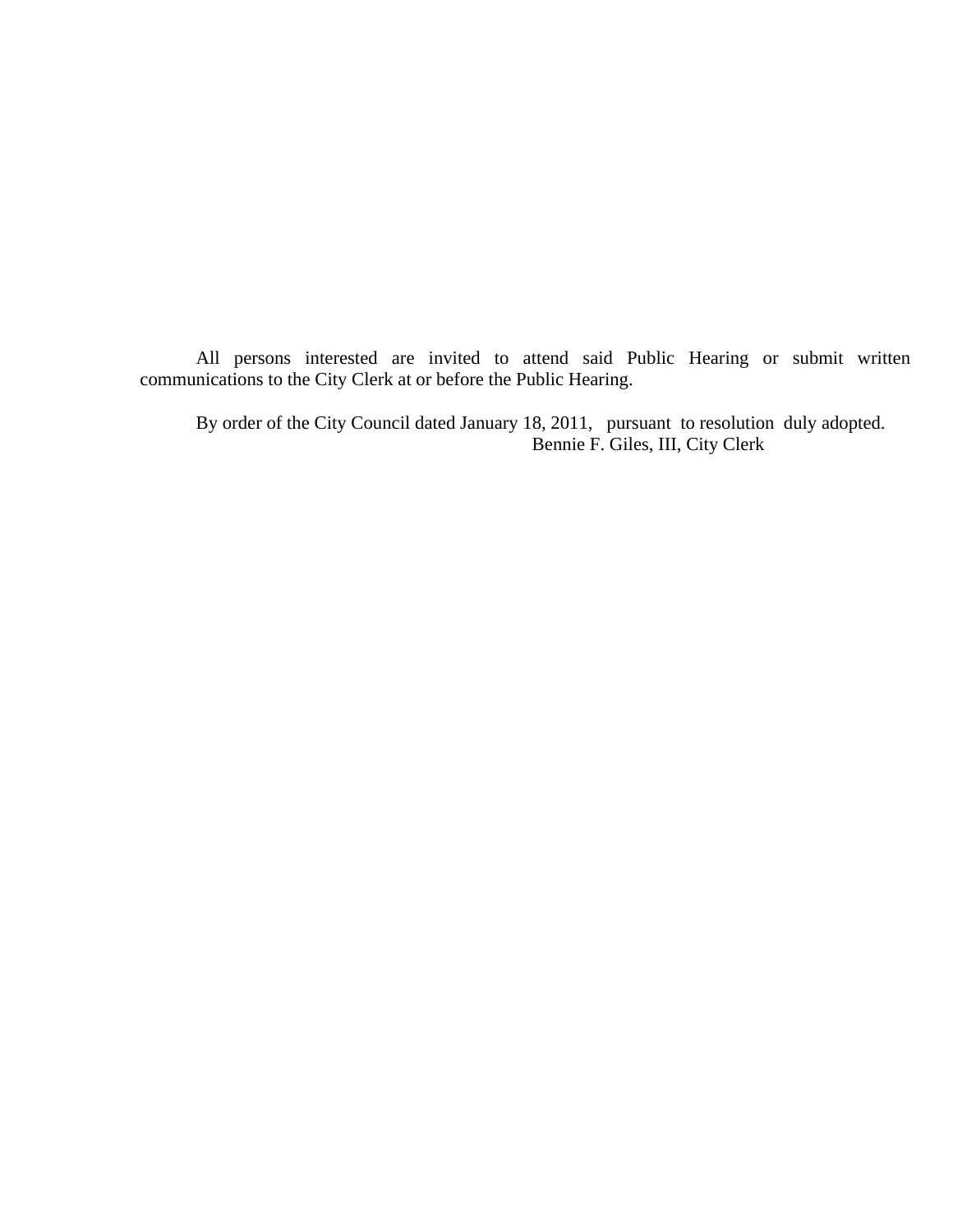All persons interested are invited to attend said Public Hearing or submit written communications to the City Clerk at or before the Public Hearing.

By order of the City Council dated January 18, 2011, pursuant to resolution duly adopted.

Bennie F. Giles, III, City Clerk